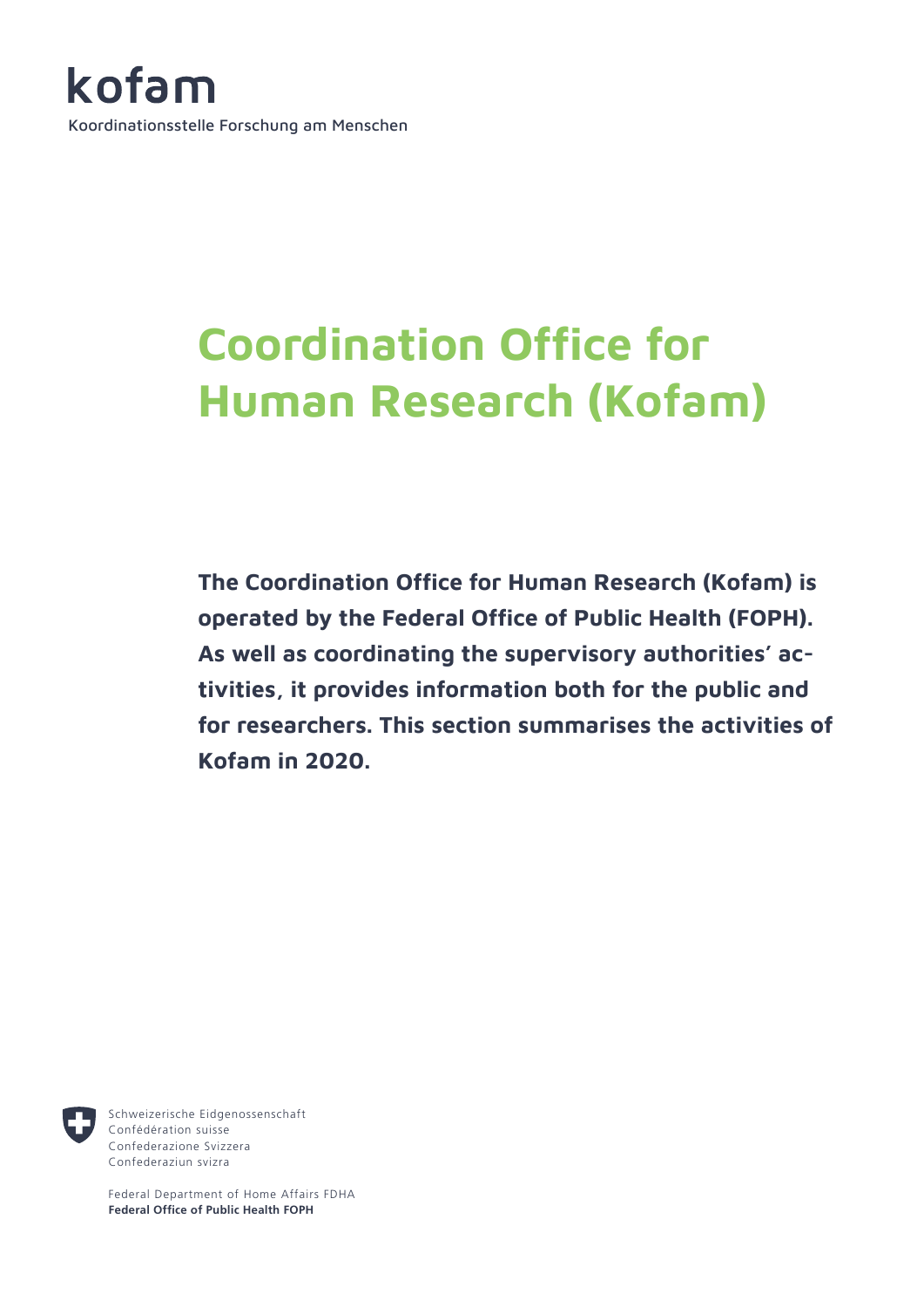kofam

Koordinationsstelle Forschung am Menschen

# Coordination Office for Human Research (Kofam)

**The Coordination Office for Human Research (Kofam) is operated by the Federal Office of Public Health (FOPH). As well as coordinating the supervisory authorities' activities, it provides information both for the public and for researchers. This section summarises the activities of Kofam in 2020.**

Schweizerische Eidgenossenschaft
Confédération suisse
Confederazione Svizzera
Confederaziun svizra

Federal Department of Home Affairs FDHA
**Federal Office of Public Health FOPH**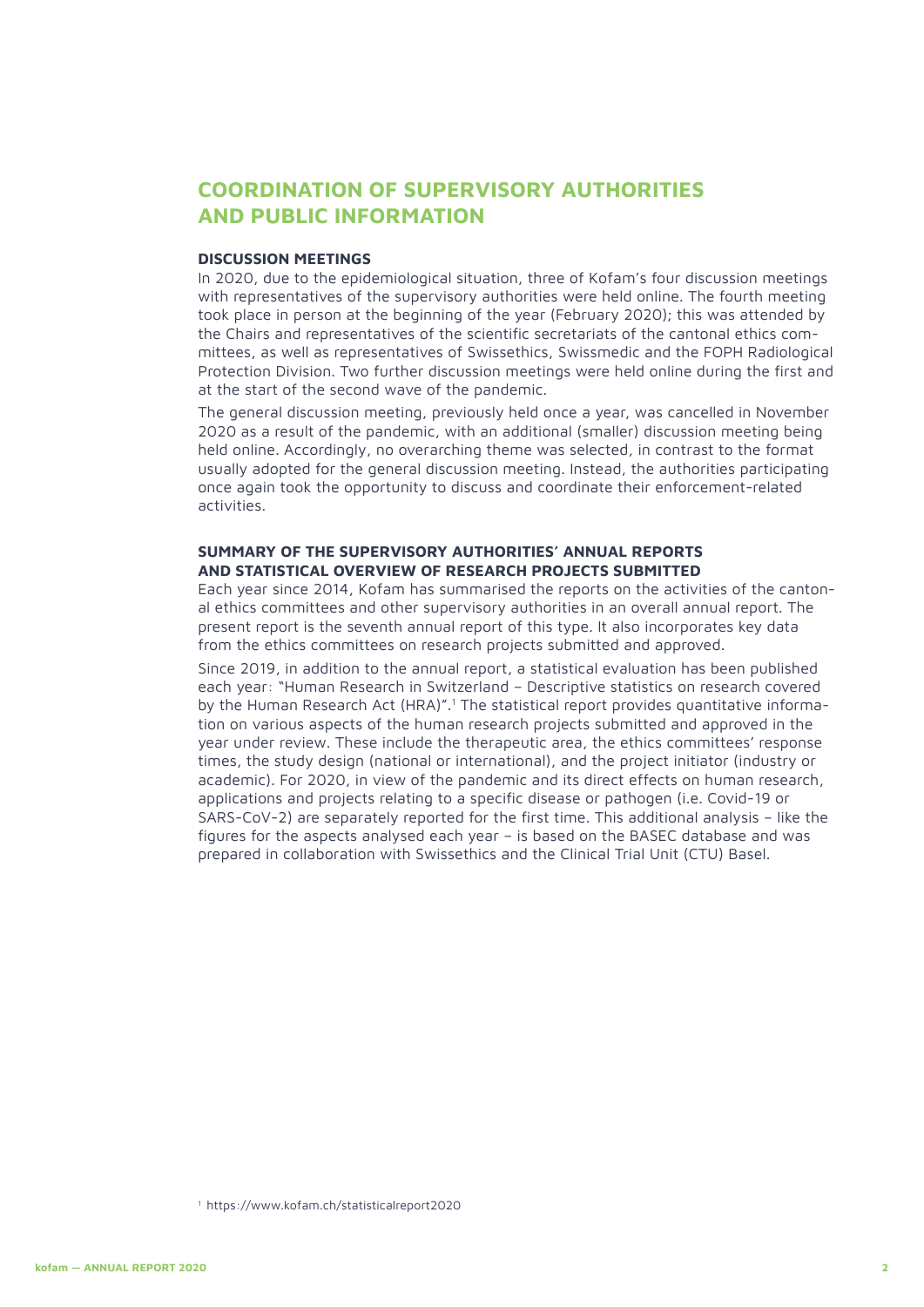# COORDINATION OF SUPERVISORY AUTHORITIES AND PUBLIC INFORMATION

## DISCUSSION MEETINGS

In 2020, due to the epidemiological situation, three of Kofam's four discussion meetings with representatives of the supervisory authorities were held online. The fourth meeting took place in person at the beginning of the year (February 2020); this was attended by the Chairs and representatives of the scientific secretariats of the cantonal ethics committees, as well as representatives of Swissethics, Swissmedic and the FOPH Radiological Protection Division. Two further discussion meetings were held online during the first and at the start of the second wave of the pandemic.

The general discussion meeting, previously held once a year, was cancelled in November 2020 as a result of the pandemic, with an additional (smaller) discussion meeting being held online. Accordingly, no overarching theme was selected, in contrast to the format usually adopted for the general discussion meeting. Instead, the authorities participating once again took the opportunity to discuss and coordinate their enforcement-related activities.

## SUMMARY OF THE SUPERVISORY AUTHORITIES' ANNUAL REPORTS AND STATISTICAL OVERVIEW OF RESEARCH PROJECTS SUBMITTED

Each year since 2014, Kofam has summarised the reports on the activities of the cantonal ethics committees and other supervisory authorities in an overall annual report. The present report is the seventh annual report of this type. It also incorporates key data from the ethics committees on research projects submitted and approved.

Since 2019, in addition to the annual report, a statistical evaluation has been published each year: "Human Research in Switzerland – Descriptive statistics on research covered by the Human Research Act (HRA)".[1] The statistical report provides quantitative information on various aspects of the human research projects submitted and approved in the year under review. These include the therapeutic area, the ethics committees' response times, the study design (national or international), and the project initiator (industry or academic). For 2020, in view of the pandemic and its direct effects on human research, applications and projects relating to a specific disease or pathogen (i.e. Covid-19 or SARS-CoV-2) are separately reported for the first time. This additional analysis – like the figures for the aspects analysed each year – is based on the BASEC database and was prepared in collaboration with Swissethics and the Clinical Trial Unit (CTU) Basel.

[1] https://www.kofam.ch/statisticalreport2020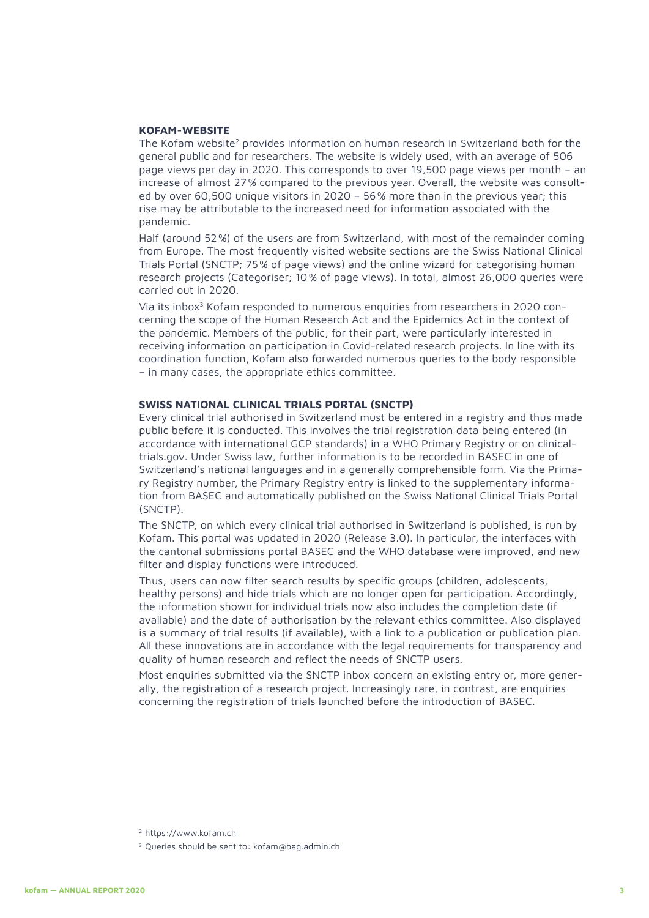### KOFAM-WEBSITE

The Kofam website[2] provides information on human research in Switzerland both for the general public and for researchers. The website is widely used, with an average of 506 page views per day in 2020. This corresponds to over 19,500 page views per month – an increase of almost 27 % compared to the previous year. Overall, the website was consulted by over 60,500 unique visitors in 2020 – 56 % more than in the previous year; this rise may be attributable to the increased need for information associated with the pandemic.

Half (around 52 %) of the users are from Switzerland, with most of the remainder coming from Europe. The most frequently visited website sections are the Swiss National Clinical Trials Portal (SNCTP; 75 % of page views) and the online wizard for categorising human research projects (Categoriser; 10 % of page views). In total, almost 26,000 queries were carried out in 2020.

Via its inbox[3] Kofam responded to numerous enquiries from researchers in 2020 concerning the scope of the Human Research Act and the Epidemics Act in the context of the pandemic. Members of the public, for their part, were particularly interested in receiving information on participation in Covid-related research projects. In line with its coordination function, Kofam also forwarded numerous queries to the body responsible – in many cases, the appropriate ethics committee.

### SWISS NATIONAL CLINICAL TRIALS PORTAL (SNCTP)

Every clinical trial authorised in Switzerland must be entered in a registry and thus made public before it is conducted. This involves the trial registration data being entered (in accordance with international GCP standards) in a WHO Primary Registry or on clinicaltrials.gov. Under Swiss law, further information is to be recorded in BASEC in one of Switzerland's national languages and in a generally comprehensible form. Via the Primary Registry number, the Primary Registry entry is linked to the supplementary information from BASEC and automatically published on the Swiss National Clinical Trials Portal (SNCTP).

The SNCTP, on which every clinical trial authorised in Switzerland is published, is run by Kofam. This portal was updated in 2020 (Release 3.0). In particular, the interfaces with the cantonal submissions portal BASEC and the WHO database were improved, and new filter and display functions were introduced.

Thus, users can now filter search results by specific groups (children, adolescents, healthy persons) and hide trials which are no longer open for participation. Accordingly, the information shown for individual trials now also includes the completion date (if available) and the date of authorisation by the relevant ethics committee. Also displayed is a summary of trial results (if available), with a link to a publication or publication plan. All these innovations are in accordance with the legal requirements for transparency and quality of human research and reflect the needs of SNCTP users.

Most enquiries submitted via the SNCTP inbox concern an existing entry or, more generally, the registration of a research project. Increasingly rare, in contrast, are enquiries concerning the registration of trials launched before the introduction of BASEC.

[2] https://www.kofam.ch

[3] Queries should be sent to: kofam@bag.admin.ch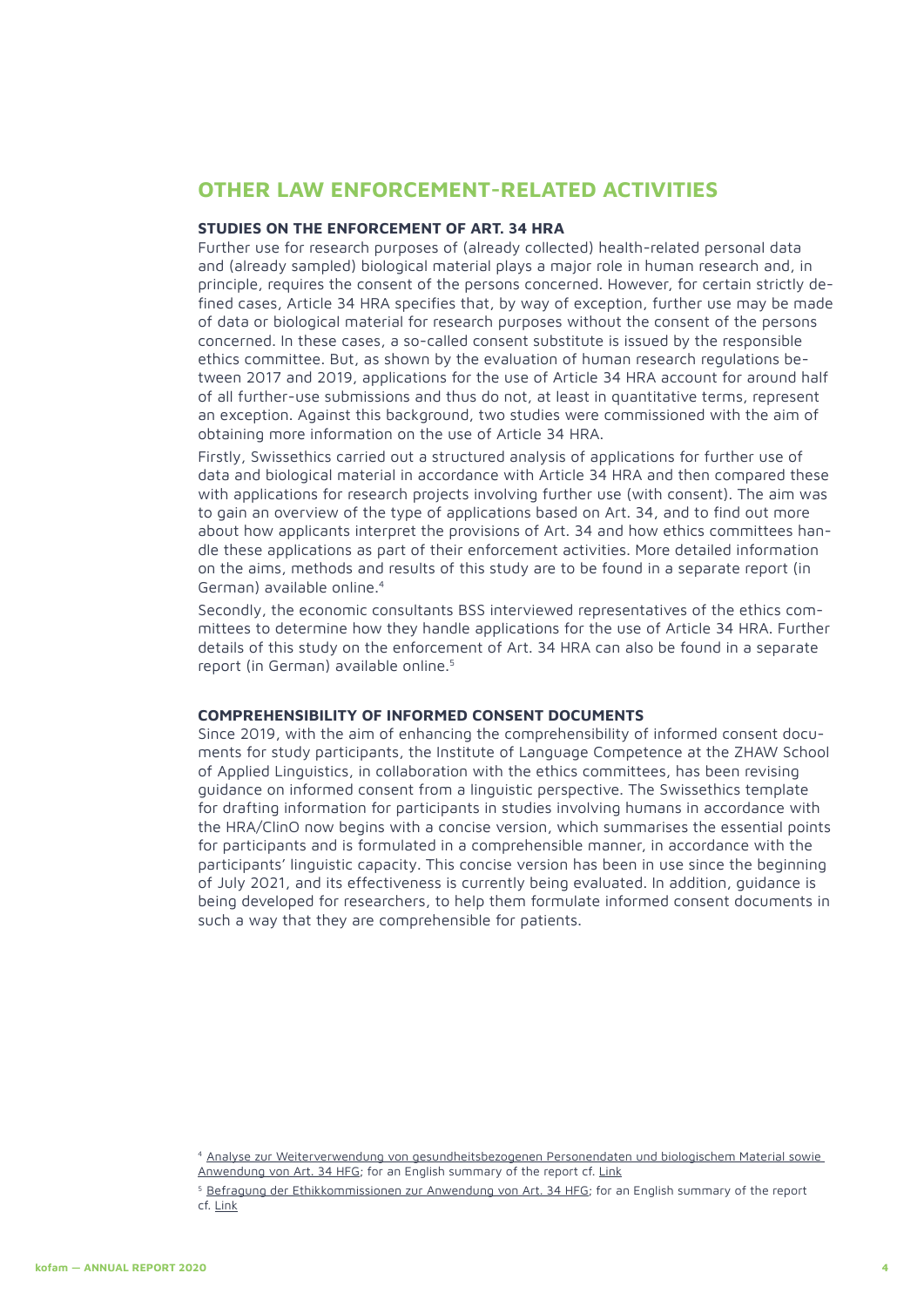## OTHER LAW ENFORCEMENT-RELATED ACTIVITIES

### STUDIES ON THE ENFORCEMENT OF ART. 34 HRA

Further use for research purposes of (already collected) health-related personal data and (already sampled) biological material plays a major role in human research and, in principle, requires the consent of the persons concerned. However, for certain strictly defined cases, Article 34 HRA specifies that, by way of exception, further use may be made of data or biological material for research purposes without the consent of the persons concerned. In these cases, a so-called consent substitute is issued by the responsible ethics committee. But, as shown by the evaluation of human research regulations between 2017 and 2019, applications for the use of Article 34 HRA account for around half of all further-use submissions and thus do not, at least in quantitative terms, represent an exception. Against this background, two studies were commissioned with the aim of obtaining more information on the use of Article 34 HRA.

Firstly, Swissethics carried out a structured analysis of applications for further use of data and biological material in accordance with Article 34 HRA and then compared these with applications for research projects involving further use (with consent). The aim was to gain an overview of the type of applications based on Art. 34, and to find out more about how applicants interpret the provisions of Art. 34 and how ethics committees handle these applications as part of their enforcement activities. More detailed information on the aims, methods and results of this study are to be found in a separate report (in German) available online.[4]

Secondly, the economic consultants BSS interviewed representatives of the ethics committees to determine how they handle applications for the use of Article 34 HRA. Further details of this study on the enforcement of Art. 34 HRA can also be found in a separate report (in German) available online.[5]

### COMPREHENSIBILITY OF INFORMED CONSENT DOCUMENTS

Since 2019, with the aim of enhancing the comprehensibility of informed consent documents for study participants, the Institute of Language Competence at the ZHAW School of Applied Linguistics, in collaboration with the ethics committees, has been revising guidance on informed consent from a linguistic perspective. The Swissethics template for drafting information for participants in studies involving humans in accordance with the HRA/ClinO now begins with a concise version, which summarises the essential points for participants and is formulated in a comprehensible manner, in accordance with the participants' linguistic capacity. This concise version has been in use since the beginning of July 2021, and its effectiveness is currently being evaluated. In addition, guidance is being developed for researchers, to help them formulate informed consent documents in such a way that they are comprehensible for patients.

---

[4] Analyse zur Weiterverwendung von gesundheitsbezogenen Personendaten und biologischem Material sowie Anwendung von Art. 34 HFG; for an English summary of the report cf. Link

[5] Befragung der Ethikkommissionen zur Anwendung von Art. 34 HFG; for an English summary of the report cf. Link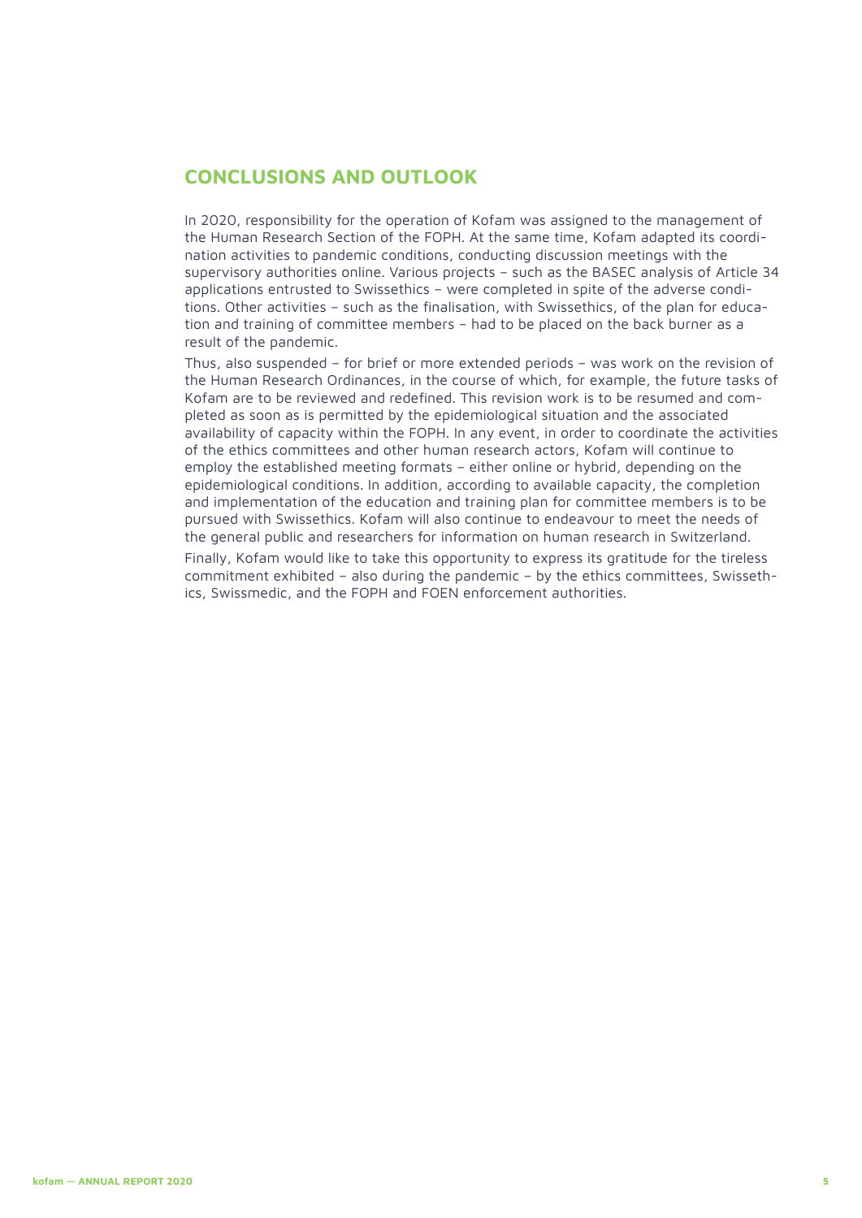## CONCLUSIONS AND OUTLOOK

In 2020, responsibility for the operation of Kofam was assigned to the management of the Human Research Section of the FOPH. At the same time, Kofam adapted its coordination activities to pandemic conditions, conducting discussion meetings with the supervisory authorities online. Various projects – such as the BASEC analysis of Article 34 applications entrusted to Swissethics – were completed in spite of the adverse conditions. Other activities – such as the finalisation, with Swissethics, of the plan for education and training of committee members – had to be placed on the back burner as a result of the pandemic.

Thus, also suspended – for brief or more extended periods – was work on the revision of the Human Research Ordinances, in the course of which, for example, the future tasks of Kofam are to be reviewed and redefined. This revision work is to be resumed and completed as soon as is permitted by the epidemiological situation and the associated availability of capacity within the FOPH. In any event, in order to coordinate the activities of the ethics committees and other human research actors, Kofam will continue to employ the established meeting formats – either online or hybrid, depending on the epidemiological conditions. In addition, according to available capacity, the completion and implementation of the education and training plan for committee members is to be pursued with Swissethics. Kofam will also continue to endeavour to meet the needs of the general public and researchers for information on human research in Switzerland.

Finally, Kofam would like to take this opportunity to express its gratitude for the tireless commitment exhibited – also during the pandemic – by the ethics committees, Swissethics, Swissmedic, and the FOPH and FOEN enforcement authorities.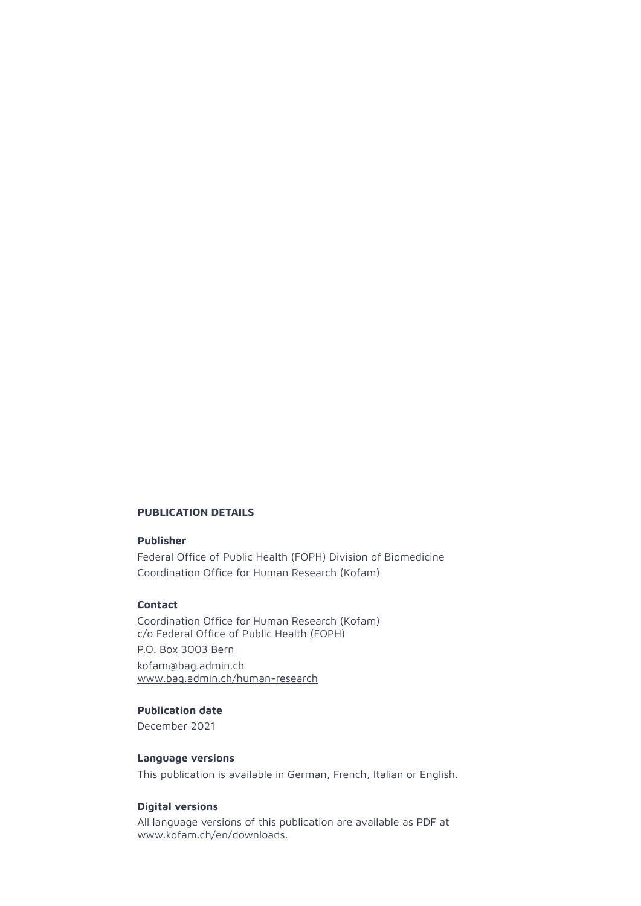## PUBLICATION DETAILS

### Publisher

Federal Office of Public Health (FOPH) Division of Biomedicine
Coordination Office for Human Research (Kofam)

### Contact

Coordination Office for Human Research (Kofam)
c/o Federal Office of Public Health (FOPH)

P.O. Box 3003 Bern

kofam@bag.admin.ch
www.bag.admin.ch/human-research

### Publication date

December 2021

### Language versions

This publication is available in German, French, Italian or English.

### Digital versions

All language versions of this publication are available as PDF at www.kofam.ch/en/downloads.